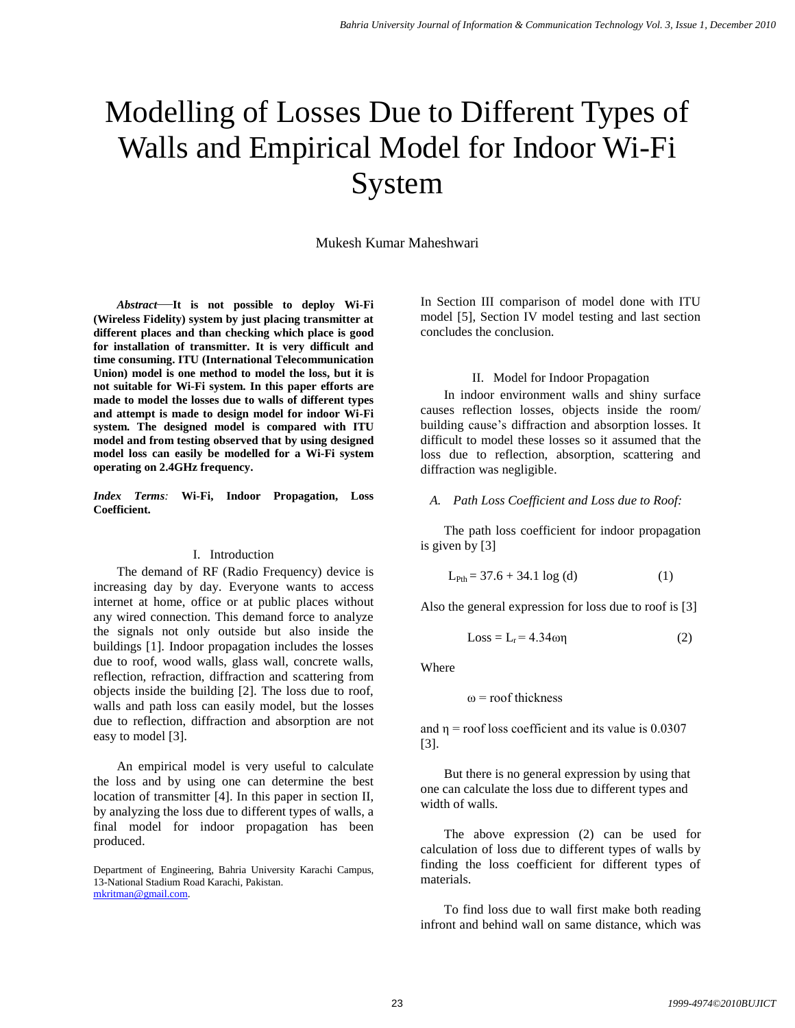# Modelling of Losses Due to Different Types of Walls and Empirical Model for Indoor Wi-Fi System

Mukesh Kumar Maheshwari

***Abstract*—It is not possible to deploy Wi-Fi (Wireless Fidelity) system by just placing transmitter at different places and than checking which place is good for installation of transmitter. It is very difficult and time consuming. ITU (International Telecommunication Union) model is one method to model the loss, but it is not suitable for Wi-Fi system. In this paper efforts are made to model the losses due to walls of different types and attempt is made to design model for indoor Wi-Fi system. The designed model is compared with ITU model and from testing observed that by using designed model loss can easily be modelled for a Wi-Fi system operating on 2.4GHz frequency.**

***Index Terms*: Wi-Fi, Indoor Propagation, Loss Coefficient.**

## I. Introduction

The demand of RF (Radio Frequency) device is increasing day by day. Everyone wants to access internet at home, office or at public places without any wired connection. This demand force to analyze the signals not only outside but also inside the buildings [1]. Indoor propagation includes the losses due to roof, wood walls, glass wall, concrete walls, reflection, refraction, diffraction and scattering from objects inside the building [2]. The loss due to roof, walls and path loss can easily model, but the losses due to reflection, diffraction and absorption are not easy to model [3].

An empirical model is very useful to calculate the loss and by using one can determine the best location of transmitter [4]. In this paper in section II, by analyzing the loss due to different types of walls, a final model for indoor propagation has been produced.

Department of Engineering, Bahria University Karachi Campus, 13-National Stadium Road Karachi, Pakistan. mkritman@gmail.com.

In Section III comparison of model done with ITU model [5], Section IV model testing and last section concludes the conclusion.

## II. Model for Indoor Propagation

In indoor environment walls and shiny surface causes reflection losses, objects inside the room/ building cause's diffraction and absorption losses. It difficult to model these losses so it assumed that the loss due to reflection, absorption, scattering and diffraction was negligible.

### *A. Path Loss Coefficient and Loss due to Roof:*

The path loss coefficient for indoor propagation is given by [3]

$$L_{Pth} = 37.6 + 34.1 \log (d) \qquad (1)$$

Also the general expression for loss due to roof is [3]

$$\text{Loss} = L_r = 4.34\omega\eta \qquad (2)$$

Where

$\omega$ = roof thickness

and $\eta$ = roof loss coefficient and its value is 0.0307 [3].

But there is no general expression by using that one can calculate the loss due to different types and width of walls.

The above expression (2) can be used for calculation of loss due to different types of walls by finding the loss coefficient for different types of materials.

To find loss due to wall first make both reading infront and behind wall on same distance, which was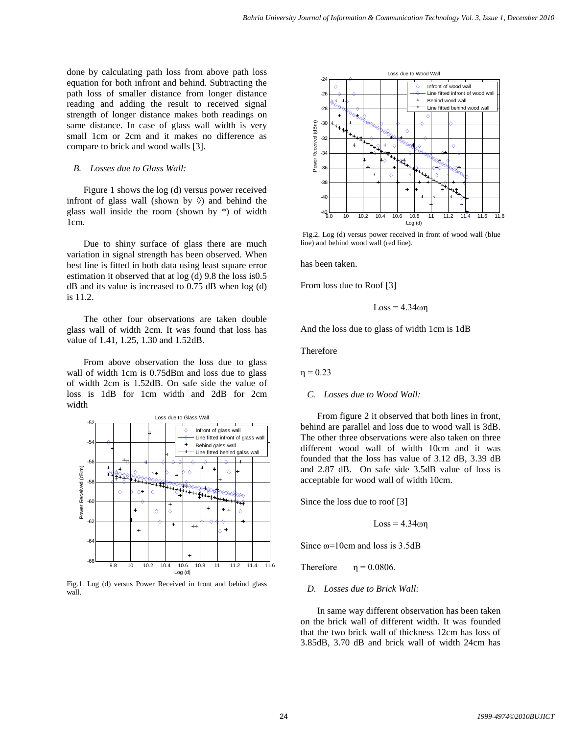done by calculating path loss from above path loss equation for both infront and behind. Subtracting the path loss of smaller distance from longer distance reading and adding the result to received signal strength of longer distance makes both readings on same distance. In case of glass wall width is very small 1cm or 2cm and it makes no difference as compare to brick and wood walls [3].

### *B. Losses due to Glass Wall:*

Figure 1 shows the log (d) versus power received infront of glass wall (shown by ◊) and behind the glass wall inside the room (shown by *) of width 1cm.

Due to shiny surface of glass there are much variation in signal strength has been observed. When best line is fitted in both data using least square error estimation it observed that at log (d) 9.8 the loss is0.5 dB and its value is increased to 0.75 dB when log (d) is 11.2.

The other four observations are taken double glass wall of width 2cm. It was found that loss has value of 1.41, 1.25, 1.30 and 1.52dB.

From above observation the loss due to glass wall of width 1cm is 0.75dBm and loss due to glass of width 2cm is 1.52dB. On safe side the value of loss is 1dB for 1cm width and 2dB for 2cm width

Fig.1. Log (d) versus Power Received in front and behind glass wall.

Fig.2. Log (d) versus power received in front of wood wall (blue line) and behind wood wall (red line).

has been taken.

From loss due to Roof [3]

$$\text{Loss} = 4.34\omega\eta$$

And the loss due to glass of width 1cm is 1dB

Therefore

$\eta = 0.23$

### *C. Losses due to Wood Wall:*

From figure 2 it observed that both lines in front, behind are parallel and loss due to wood wall is 3dB. The other three observations were also taken on three different wood wall of width 10cm and it was founded that the loss has value of 3.12 dB, 3.39 dB and 2.87 dB. On safe side 3.5dB value of loss is acceptable for wood wall of width 10cm.

Since the loss due to roof [3]

$$\text{Loss} = 4.34\omega\eta$$

Since $\omega$=10cm and loss is 3.5dB

Therefore $\eta = 0.0806$.

### *D. Losses due to Brick Wall:*

In same way different observation has been taken on the brick wall of different width. It was founded that the two brick wall of thickness 12cm has loss of 3.85dB, 3.70 dB and brick wall of width 24cm has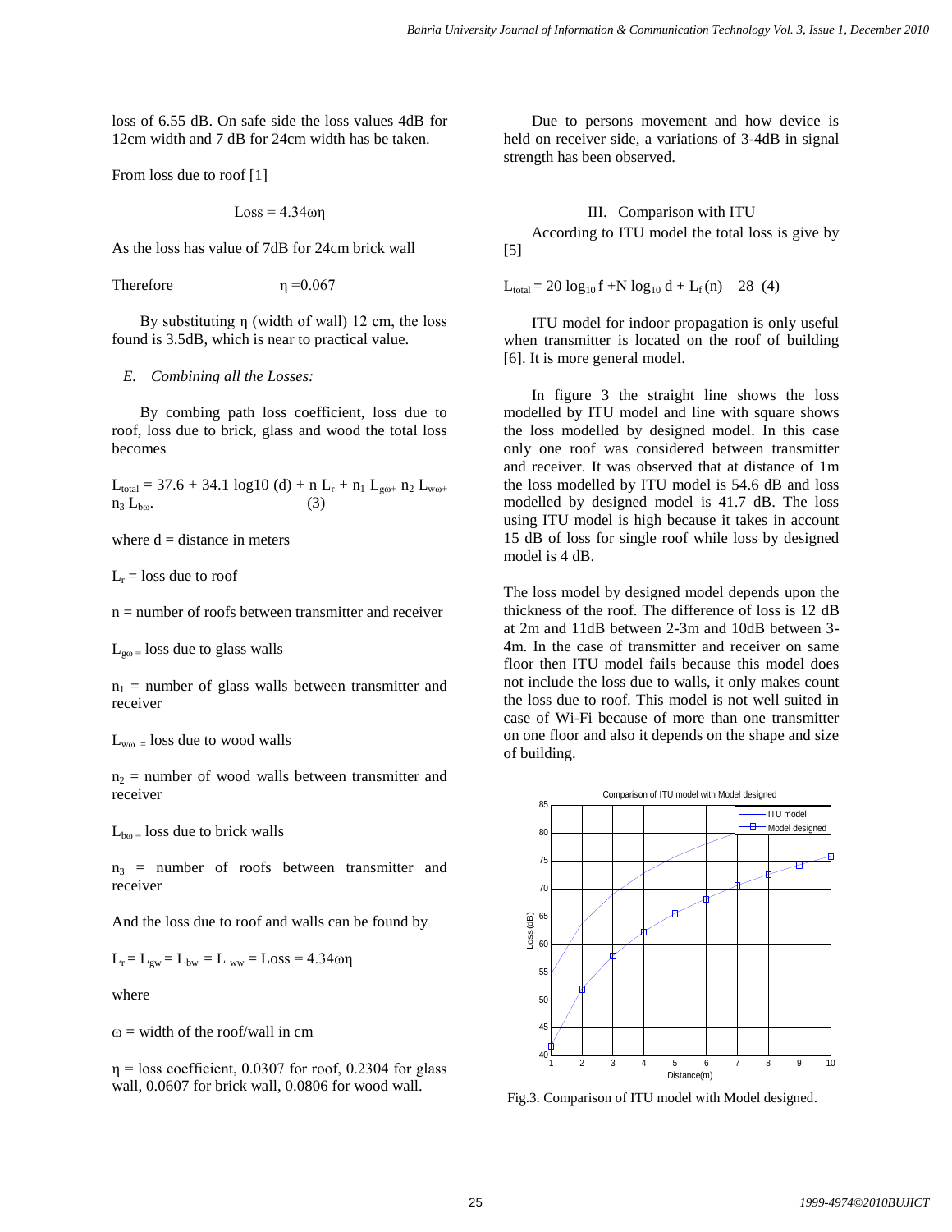loss of 6.55 dB. On safe side the loss values 4dB for 12cm width and 7 dB for 24cm width has be taken.

From loss due to roof [1]

$$\text{Loss} = 4.34\omega\eta$$

As the loss has value of 7dB for 24cm brick wall

Therefore $\eta = 0.067$

By substituting η (width of wall) 12 cm, the loss found is 3.5dB, which is near to practical value.

### *E. Combining all the Losses:*

By combing path loss coefficient, loss due to roof, loss due to brick, glass and wood the total loss becomes

$$L_{total} = 37.6 + 34.1 \log10 (d) + n\, L_r + n_1\, L_{g\omega} + n_2\, L_{w\omega} + n_3\, L_{b\omega}. \quad (3)$$

where d = distance in meters

$L_r$ = loss due to roof

n = number of roofs between transmitter and receiver

$L_{g\omega}$ = loss due to glass walls

$n_1$ = number of glass walls between transmitter and receiver

$L_{w\omega}$ = loss due to wood walls

$n_2$ = number of wood walls between transmitter and receiver

$L_{b\omega}$ = loss due to brick walls

$n_3$ = number of roofs between transmitter and receiver

And the loss due to roof and walls can be found by

$$L_r = L_{gw} = L_{bw} = L_{ww} = \text{Loss} = 4.34\omega\eta$$

where

ω = width of the roof/wall in cm

η = loss coefficient, 0.0307 for roof, 0.2304 for glass wall, 0.0607 for brick wall, 0.0806 for wood wall.

Due to persons movement and how device is held on receiver side, a variations of 3-4dB in signal strength has been observed.

## III. Comparison with ITU

According to ITU model the total loss is give by [5]

$$L_{total} = 20 \log_{10} f + N \log_{10} d + L_f(n) - 28 \quad (4)$$

ITU model for indoor propagation is only useful when transmitter is located on the roof of building [6]. It is more general model.

In figure 3 the straight line shows the loss modelled by ITU model and line with square shows the loss modelled by designed model. In this case only one roof was considered between transmitter and receiver. It was observed that at distance of 1m the loss modelled by ITU model is 54.6 dB and loss modelled by designed model is 41.7 dB. The loss using ITU model is high because it takes in account 15 dB of loss for single roof while loss by designed model is 4 dB.

The loss model by designed model depends upon the thickness of the roof. The difference of loss is 12 dB at 2m and 11dB between 2-3m and 10dB between 3-4m. In the case of transmitter and receiver on same floor then ITU model fails because this model does not include the loss due to walls, it only makes count the loss due to roof. This model is not well suited in case of Wi-Fi because of more than one transmitter on one floor and also it depends on the shape and size of building.

Fig.3. Comparison of ITU model with Model designed.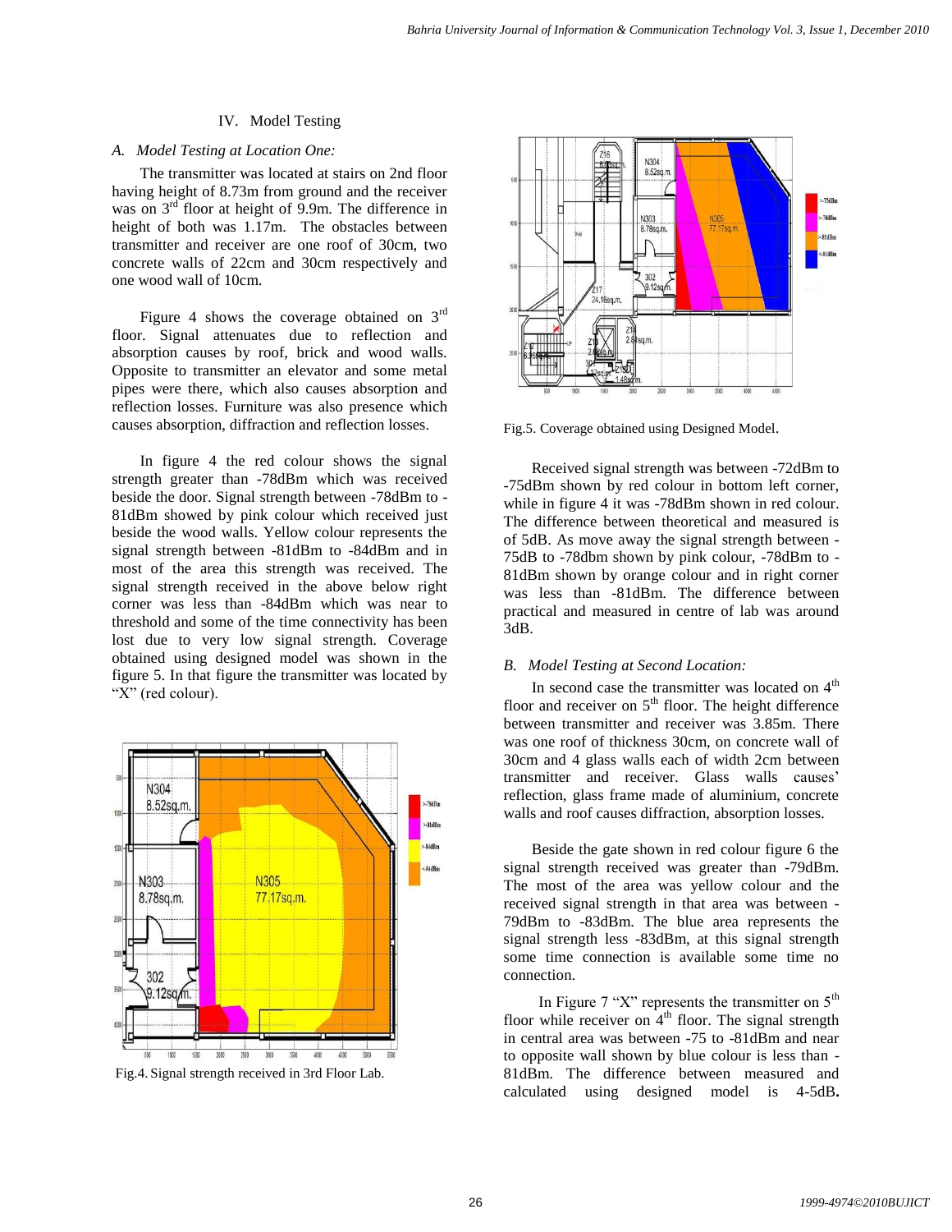## IV. Model Testing

### *A. Model Testing at Location One:*

The transmitter was located at stairs on 2nd floor having height of 8.73m from ground and the receiver was on 3rd floor at height of 9.9m. The difference in height of both was 1.17m. The obstacles between transmitter and receiver are one roof of 30cm, two concrete walls of 22cm and 30cm respectively and one wood wall of 10cm.

Figure 4 shows the coverage obtained on 3rd floor. Signal attenuates due to reflection and absorption causes by roof, brick and wood walls. Opposite to transmitter an elevator and some metal pipes were there, which also causes absorption and reflection losses. Furniture was also presence which causes absorption, diffraction and reflection losses.

In figure 4 the red colour shows the signal strength greater than -78dBm which was received beside the door. Signal strength between -78dBm to -81dBm showed by pink colour which received just beside the wood walls. Yellow colour represents the signal strength between -81dBm to -84dBm and in most of the area this strength was received. The signal strength received in the above below right corner was less than -84dBm which was near to threshold and some of the time connectivity has been lost due to very low signal strength. Coverage obtained using designed model was shown in the figure 5. In that figure the transmitter was located by "X" (red colour).

Fig.4. Signal strength received in 3rd Floor Lab.

Fig.5. Coverage obtained using Designed Model.

Received signal strength was between -72dBm to -75dBm shown by red colour in bottom left corner, while in figure 4 it was -78dBm shown in red colour. The difference between theoretical and measured is of 5dB. As move away the signal strength between -75dB to -78dbm shown by pink colour, -78dBm to -81dBm shown by orange colour and in right corner was less than -81dBm. The difference between practical and measured in centre of lab was around 3dB.

### *B. Model Testing at Second Location:*

In second case the transmitter was located on 4th floor and receiver on 5th floor. The height difference between transmitter and receiver was 3.85m. There was one roof of thickness 30cm, on concrete wall of 30cm and 4 glass walls each of width 2cm between transmitter and receiver. Glass walls causes' reflection, glass frame made of aluminium, concrete walls and roof causes diffraction, absorption losses.

Beside the gate shown in red colour figure 6 the signal strength received was greater than -79dBm. The most of the area was yellow colour and the received signal strength in that area was between -79dBm to -83dBm. The blue area represents the signal strength less -83dBm, at this signal strength some time connection is available some time no connection.

In Figure 7 "X" represents the transmitter on 5th floor while receiver on 4th floor. The signal strength in central area was between -75 to -81dBm and near to opposite wall shown by blue colour is less than -81dBm. The difference between measured and calculated using designed model is 4-5dB**.**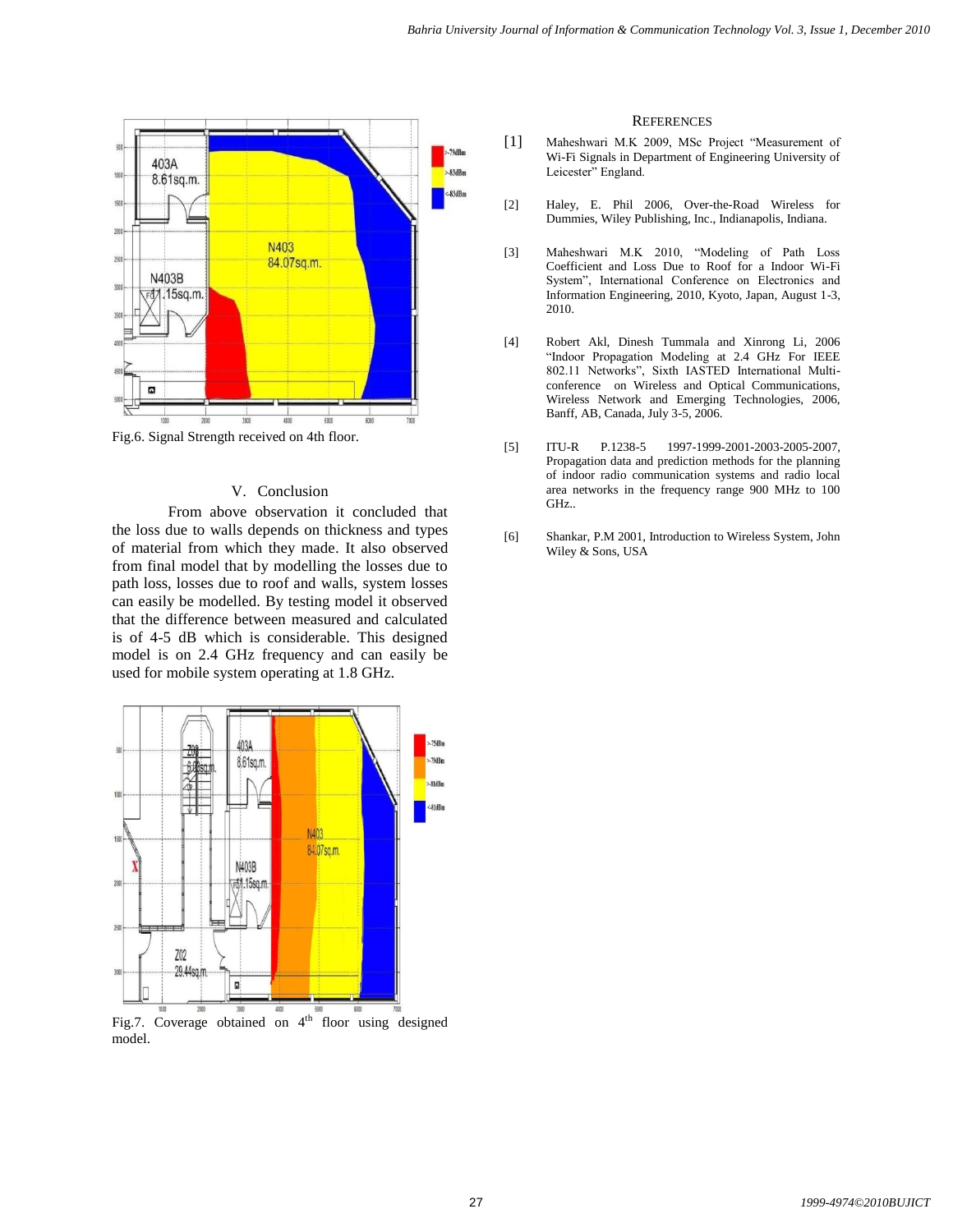Fig.6. Signal Strength received on 4th floor.

## V. Conclusion

From above observation it concluded that the loss due to walls depends on thickness and types of material from which they made. It also observed from final model that by modelling the losses due to path loss, losses due to roof and walls, system losses can easily be modelled. By testing model it observed that the difference between measured and calculated is of 4-5 dB which is considerable. This designed model is on 2.4 GHz frequency and can easily be used for mobile system operating at 1.8 GHz.

Fig.7. Coverage obtained on 4th floor using designed model.

## REFERENCES

[1] Maheshwari M.K 2009, MSc Project "Measurement of Wi-Fi Signals in Department of Engineering University of Leicester" England.

[2] Haley, E. Phil 2006, Over-the-Road Wireless for Dummies, Wiley Publishing, Inc., Indianapolis, Indiana.

[3] Maheshwari M.K 2010, "Modeling of Path Loss Coefficient and Loss Due to Roof for a Indoor Wi-Fi System", International Conference on Electronics and Information Engineering, 2010, Kyoto, Japan, August 1-3, 2010.

[4] Robert Akl, Dinesh Tummala and Xinrong Li, 2006 "Indoor Propagation Modeling at 2.4 GHz For IEEE 802.11 Networks", Sixth IASTED International Multi-conference on Wireless and Optical Communications, Wireless Network and Emerging Technologies, 2006, Banff, AB, Canada, July 3-5, 2006.

[5] ITU-R P.1238-5 1997-1999-2001-2003-2005-2007, Propagation data and prediction methods for the planning of indoor radio communication systems and radio local area networks in the frequency range 900 MHz to 100 GHz..

[6] Shankar, P.M 2001, Introduction to Wireless System, John Wiley & Sons, USA